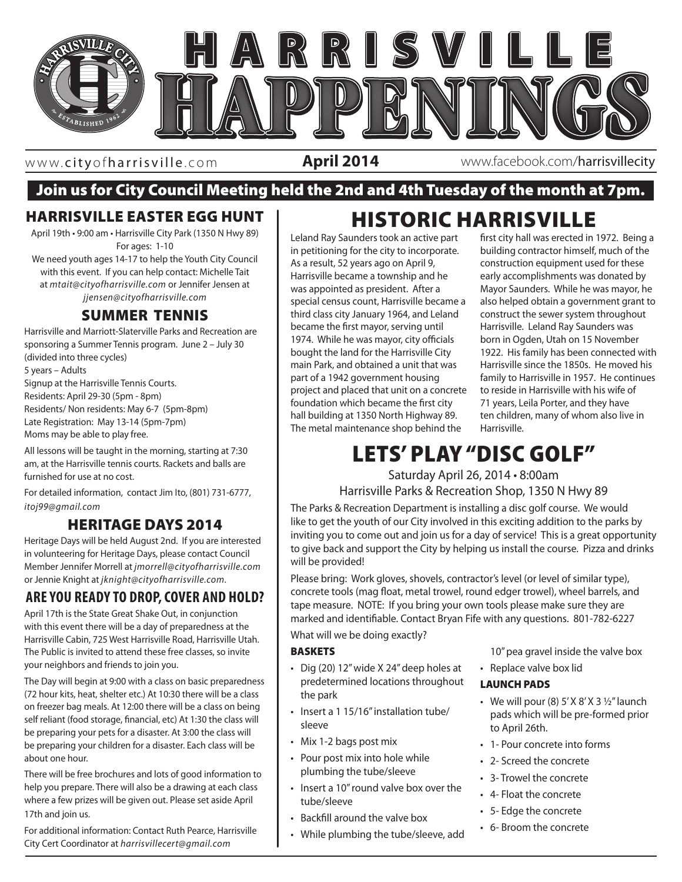# HARRISVILLE HAPPENINGS

www.cityofharrisville.com **April 2014** www.facebook.com/harrisvillecity

**Join us for City Council Meeting held the 2nd and 4th Tuesday of the month at 7pm.**

## HARRISVILLE EASTER EGG HUNT

April 19th • 9:00 am • Harrisville City Park (1350 N Hwy 89)
For ages: 1-10

We need youth ages 14-17 to help the Youth City Council with this event. If you can help contact: Michelle Tait at *mtait@cityofharrisville.com* or Jennifer Jensen at *jjensen@cityofharrisville.com*

## SUMMER TENNIS

Harrisville and Marriott-Slaterville Parks and Recreation are sponsoring a Summer Tennis program. June 2 – July 30 (divided into three cycles)
5 years – Adults
Signup at the Harrisville Tennis Courts.
Residents: April 29-30 (5pm - 8pm)
Residents/ Non residents: May 6-7 (5pm-8pm)
Late Registration: May 13-14 (5pm-7pm)
Moms may be able to play free.

All lessons will be taught in the morning, starting at 7:30 am, at the Harrisville tennis courts. Rackets and balls are furnished for use at no cost.

For detailed information, contact Jim Ito, (801) 731-6777, *itoj99@gmail.com*

## HERITAGE DAYS 2014

Heritage Days will be held August 2nd. If you are interested in volunteering for Heritage Days, please contact Council Member Jennifer Morrell at *jmorrell@cityofharrisville.com* or Jennie Knight at *jknight@cityofharrisville.com*.

## ARE YOU READY TO DROP, COVER AND HOLD?

April 17th is the State Great Shake Out, in conjunction with this event there will be a day of preparedness at the Harrisville Cabin, 725 West Harrisville Road, Harrisville Utah. The Public is invited to attend these free classes, so invite your neighbors and friends to join you.

The Day will begin at 9:00 with a class on basic preparedness (72 hour kits, heat, shelter etc.) At 10:30 there will be a class on freezer bag meals. At 12:00 there will be a class on being self reliant (food storage, financial, etc) At 1:30 the class will be preparing your pets for a disaster. At 3:00 the class will be preparing your children for a disaster. Each class will be about one hour.

There will be free brochures and lots of good information to help you prepare. There will also be a drawing at each class where a few prizes will be given out. Please set aside April 17th and join us.

For additional information: Contact Ruth Pearce, Harrisville City Cert Coordinator at *harrisvillecert@gmail.com*

# HISTORIC HARRISVILLE

Leland Ray Saunders took an active part in petitioning for the city to incorporate. As a result, 52 years ago on April 9, Harrisville became a township and he was appointed as president. After a special census count, Harrisville became a third class city January 1964, and Leland became the first mayor, serving until 1974. While he was mayor, city officials bought the land for the Harrisville City main Park, and obtained a unit that was part of a 1942 government housing project and placed that unit on a concrete foundation which became the first city hall building at 1350 North Highway 89. The metal maintenance shop behind the first city hall was erected in 1972. Being a building contractor himself, much of the construction equipment used for these early accomplishments was donated by Mayor Saunders. While he was mayor, he also helped obtain a government grant to construct the sewer system throughout Harrisville. Leland Ray Saunders was born in Ogden, Utah on 15 November 1922. His family has been connected with Harrisville since the 1850s. He moved his family to Harrisville in 1957. He continues to reside in Harrisville with his wife of 71 years, Leila Porter, and they have ten children, many of whom also live in Harrisville.

# LETS' PLAY "DISC GOLF"

Saturday April 26, 2014 • 8:00am
Harrisville Parks & Recreation Shop, 1350 N Hwy 89

The Parks & Recreation Department is installing a disc golf course. We would like to get the youth of our City involved in this exciting addition to the parks by inviting you to come out and join us for a day of service! This is a great opportunity to give back and support the City by helping us install the course. Pizza and drinks will be provided!

Please bring: Work gloves, shovels, contractor's level (or level of similar type), concrete tools (mag float, metal trowel, round edger trowel), wheel barrels, and tape measure. NOTE: If you bring your own tools please make sure they are marked and identifiable. Contact Bryan Fife with any questions. 801-782-6227

What will we be doing exactly?

**BASKETS**

- Dig (20) 12" wide X 24" deep holes at predetermined locations throughout the park
- Insert a 1 15/16" installation tube/sleeve
- Mix 1-2 bags post mix
- Pour post mix into hole while plumbing the tube/sleeve
- Insert a 10" round valve box over the tube/sleeve
- Backfill around the valve box
- While plumbing the tube/sleeve, add 10" pea gravel inside the valve box
- Replace valve box lid

**LAUNCH PADS**

- We will pour (8) 5' X 8' X 3 ½" launch pads which will be pre-formed prior to April 26th.
- 1- Pour concrete into forms
- 2- Screed the concrete
- 3- Trowel the concrete
- 4- Float the concrete
- 5- Edge the concrete
- 6- Broom the concrete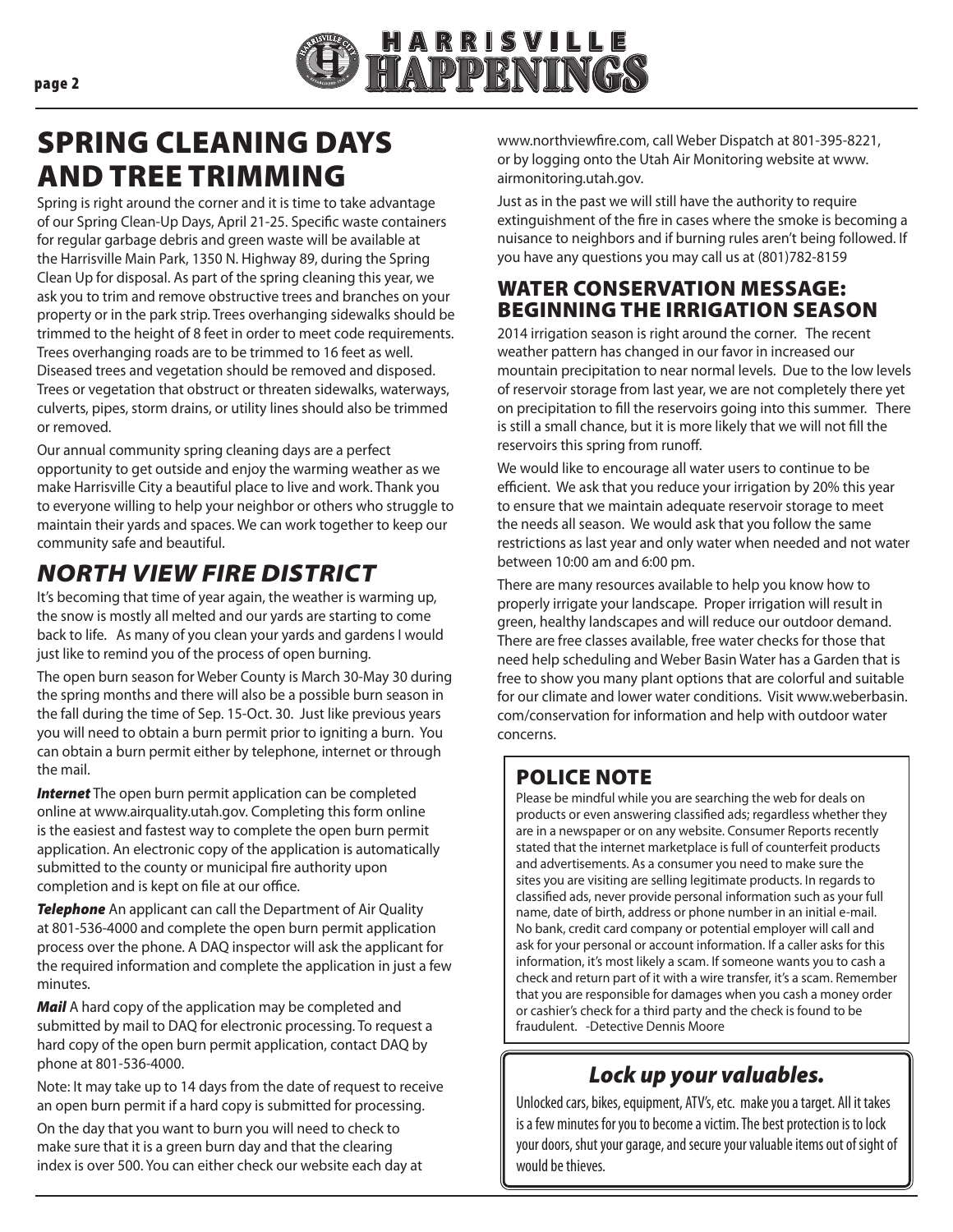# SPRING CLEANING DAYS AND TREE TRIMMING

Spring is right around the corner and it is time to take advantage of our Spring Clean-Up Days, April 21-25. Specific waste containers for regular garbage debris and green waste will be available at the Harrisville Main Park, 1350 N. Highway 89, during the Spring Clean Up for disposal. As part of the spring cleaning this year, we ask you to trim and remove obstructive trees and branches on your property or in the park strip. Trees overhanging sidewalks should be trimmed to the height of 8 feet in order to meet code requirements. Trees overhanging roads are to be trimmed to 16 feet as well. Diseased trees and vegetation should be removed and disposed. Trees or vegetation that obstruct or threaten sidewalks, waterways, culverts, pipes, storm drains, or utility lines should also be trimmed or removed.

Our annual community spring cleaning days are a perfect opportunity to get outside and enjoy the warming weather as we make Harrisville City a beautiful place to live and work. Thank you to everyone willing to help your neighbor or others who struggle to maintain their yards and spaces. We can work together to keep our community safe and beautiful.

# *NORTH VIEW FIRE DISTRICT*

It's becoming that time of year again, the weather is warming up, the snow is mostly all melted and our yards are starting to come back to life. As many of you clean your yards and gardens I would just like to remind you of the process of open burning.

The open burn season for Weber County is March 30-May 30 during the spring months and there will also be a possible burn season in the fall during the time of Sep. 15-Oct. 30. Just like previous years you will need to obtain a burn permit prior to igniting a burn. You can obtain a burn permit either by telephone, internet or through the mail.

***Internet*** The open burn permit application can be completed online at www.airquality.utah.gov. Completing this form online is the easiest and fastest way to complete the open burn permit application. An electronic copy of the application is automatically submitted to the county or municipal fire authority upon completion and is kept on file at our office.

***Telephone*** An applicant can call the Department of Air Quality at 801-536-4000 and complete the open burn permit application process over the phone. A DAQ inspector will ask the applicant for the required information and complete the application in just a few minutes.

***Mail*** A hard copy of the application may be completed and submitted by mail to DAQ for electronic processing. To request a hard copy of the open burn permit application, contact DAQ by phone at 801-536-4000.

Note: It may take up to 14 days from the date of request to receive an open burn permit if a hard copy is submitted for processing.

On the day that you want to burn you will need to check to make sure that it is a green burn day and that the clearing index is over 500. You can either check our website each day at www.northviewfire.com, call Weber Dispatch at 801-395-8221, or by logging onto the Utah Air Monitoring website at www.airmonitoring.utah.gov.

Just as in the past we will still have the authority to require extinguishment of the fire in cases where the smoke is becoming a nuisance to neighbors and if burning rules aren't being followed. If you have any questions you may call us at (801)782-8159

## WATER CONSERVATION MESSAGE: BEGINNING THE IRRIGATION SEASON

2014 irrigation season is right around the corner. The recent weather pattern has changed in our favor in increased our mountain precipitation to near normal levels. Due to the low levels of reservoir storage from last year, we are not completely there yet on precipitation to fill the reservoirs going into this summer. There is still a small chance, but it is more likely that we will not fill the reservoirs this spring from runoff.

We would like to encourage all water users to continue to be efficient. We ask that you reduce your irrigation by 20% this year to ensure that we maintain adequate reservoir storage to meet the needs all season. We would ask that you follow the same restrictions as last year and only water when needed and not water between 10:00 am and 6:00 pm.

There are many resources available to help you know how to properly irrigate your landscape. Proper irrigation will result in green, healthy landscapes and will reduce our outdoor demand. There are free classes available, free water checks for those that need help scheduling and Weber Basin Water has a Garden that is free to show you many plant options that are colorful and suitable for our climate and lower water conditions. Visit www.weberbasin.com/conservation for information and help with outdoor water concerns.

## POLICE NOTE

Please be mindful while you are searching the web for deals on products or even answering classified ads; regardless whether they are in a newspaper or on any website. Consumer Reports recently stated that the internet marketplace is full of counterfeit products and advertisements. As a consumer you need to make sure the sites you are visiting are selling legitimate products. In regards to classified ads, never provide personal information such as your full name, date of birth, address or phone number in an initial e-mail. No bank, credit card company or potential employer will call and ask for your personal or account information. If a caller asks for this information, it's most likely a scam. If someone wants you to cash a check and return part of it with a wire transfer, it's a scam. Remember that you are responsible for damages when you cash a money order or cashier's check for a third party and the check is found to be fraudulent. -Detective Dennis Moore

## *Lock up your valuables.*

Unlocked cars, bikes, equipment, ATV's, etc. make you a target. All it takes is a few minutes for you to become a victim. The best protection is to lock your doors, shut your garage, and secure your valuable items out of sight of would be thieves.